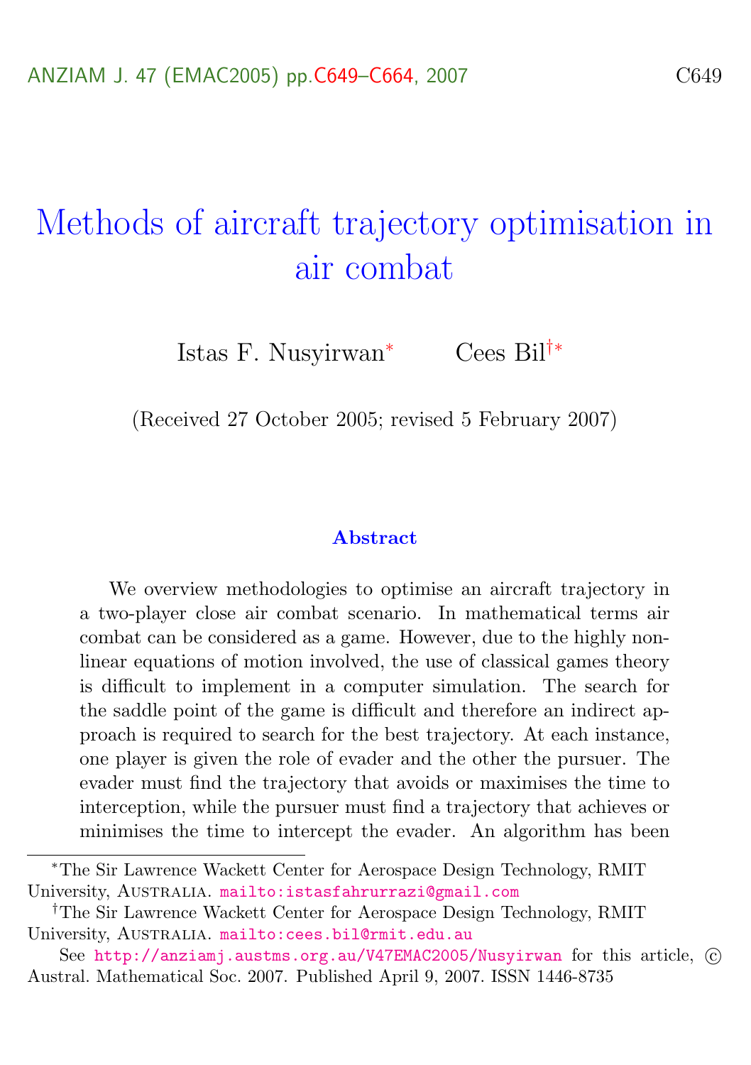# Methods of aircraft trajectory optimisation in air combat

Istas F. Nusyirwan[*] Cees Bil[†*]

(Received 27 October 2005; revised 5 February 2007)

### Abstract

We overview methodologies to optimise an aircraft trajectory in a two-player close air combat scenario. In mathematical terms air combat can be considered as a game. However, due to the highly nonlinear equations of motion involved, the use of classical games theory is difficult to implement in a computer simulation. The search for the saddle point of the game is difficult and therefore an indirect approach is required to search for the best trajectory. At each instance, one player is given the role of evader and the other the pursuer. The evader must find the trajectory that avoids or maximises the time to interception, while the pursuer must find a trajectory that achieves or minimises the time to intercept the evader. An algorithm has been

---

[*] The Sir Lawrence Wackett Center for Aerospace Design Technology, RMIT University, Australia. mailto:istasfahrurrazi@gmail.com

[†] The Sir Lawrence Wackett Center for Aerospace Design Technology, RMIT University, Australia. mailto:cees.bil@rmit.edu.au

See http://anziamj.austms.org.au/V47EMAC2005/Nusyirwan for this article, © Austral. Mathematical Soc. 2007. Published April 9, 2007. ISSN 1446-8735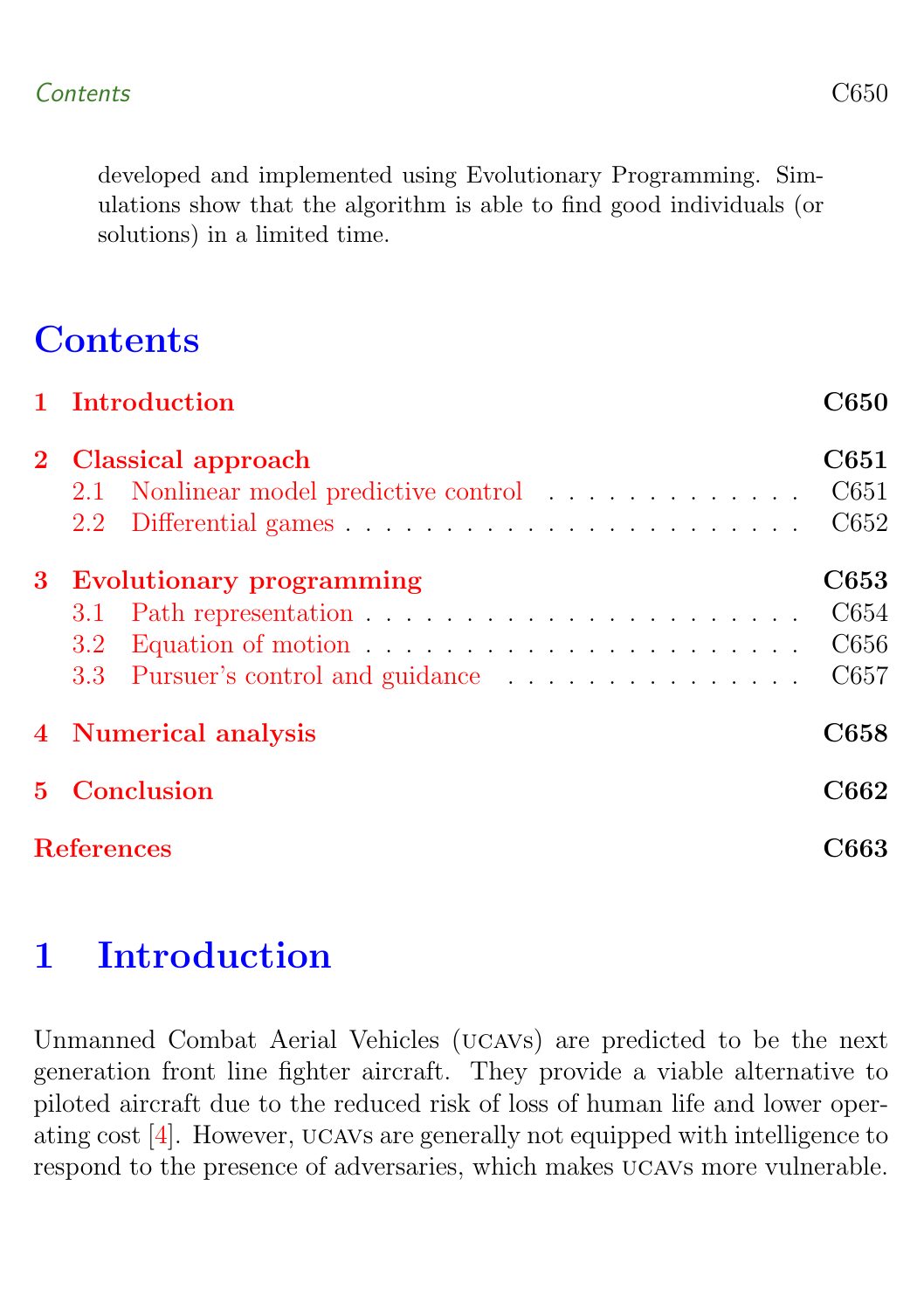developed and implemented using Evolutionary Programming. Simulations show that the algorithm is able to find good individuals (or solutions) in a limited time.

# Contents

- **1 Introduction** — **C650**
- **2 Classical approach** — **C651**
  - 2.1 Nonlinear model predictive control — C651
  - 2.2 Differential games — C652
- **3 Evolutionary programming** — **C653**
  - 3.1 Path representation — C654
  - 3.2 Equation of motion — C656
  - 3.3 Pursuer's control and guidance — C657
- **4 Numerical analysis** — **C658**
- **5 Conclusion** — **C662**
- **References** — **C663**

# 1 Introduction

Unmanned Combat Aerial Vehicles (UCAVs) are predicted to be the next generation front line fighter aircraft. They provide a viable alternative to piloted aircraft due to the reduced risk of loss of human life and lower operating cost [4]. However, UCAVs are generally not equipped with intelligence to respond to the presence of adversaries, which makes UCAVs more vulnerable.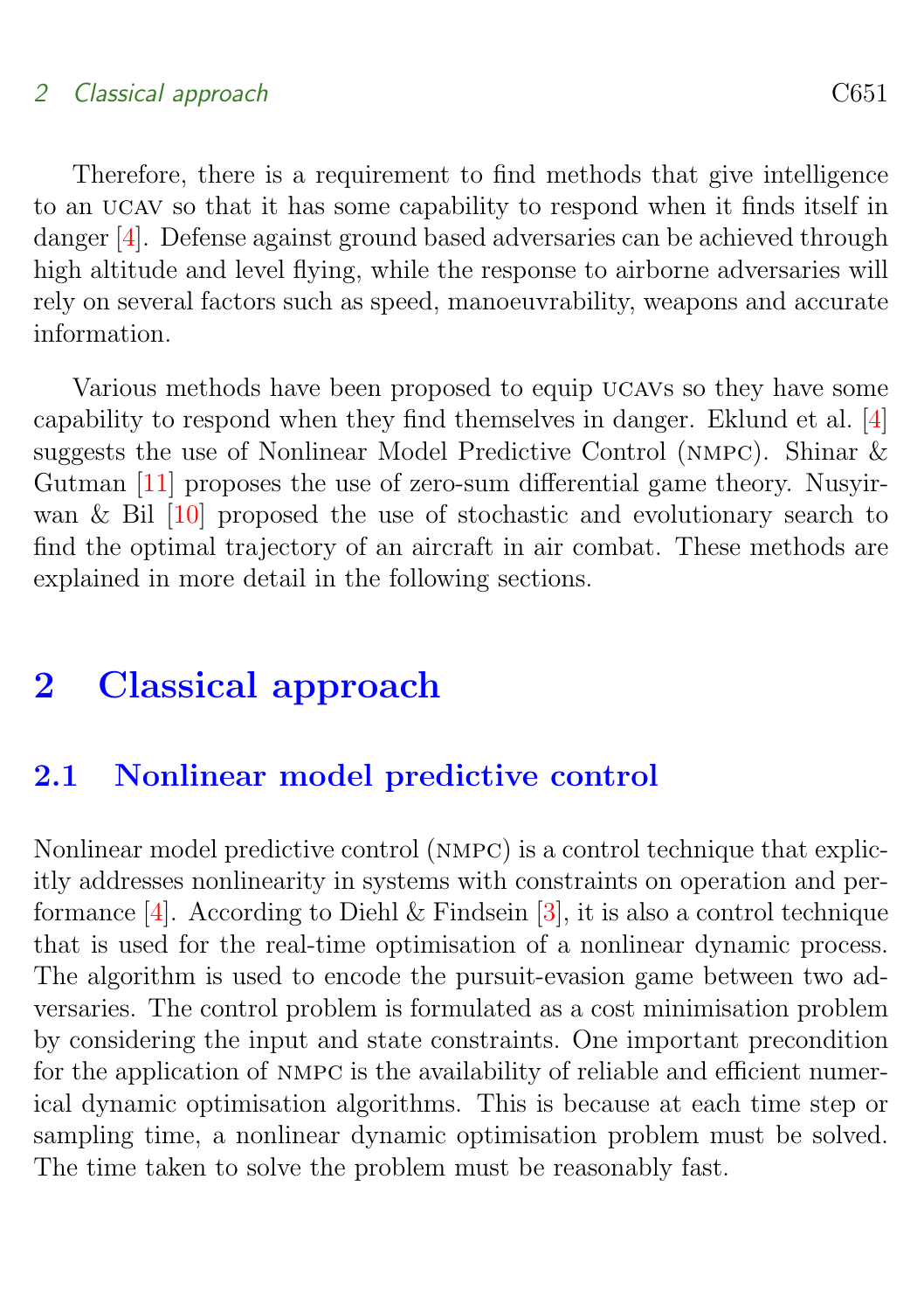Therefore, there is a requirement to find methods that give intelligence to an UCAV so that it has some capability to respond when it finds itself in danger [4]. Defense against ground based adversaries can be achieved through high altitude and level flying, while the response to airborne adversaries will rely on several factors such as speed, manoeuvrability, weapons and accurate information.

Various methods have been proposed to equip UCAVs so they have some capability to respond when they find themselves in danger. Eklund et al. [4] suggests the use of Nonlinear Model Predictive Control (NMPC). Shinar & Gutman [11] proposes the use of zero-sum differential game theory. Nusyirwan & Bil [10] proposed the use of stochastic and evolutionary search to find the optimal trajectory of an aircraft in air combat. These methods are explained in more detail in the following sections.

# 2 Classical approach

## 2.1 Nonlinear model predictive control

Nonlinear model predictive control (NMPC) is a control technique that explicitly addresses nonlinearity in systems with constraints on operation and performance [4]. According to Diehl & Findsein [3], it is also a control technique that is used for the real-time optimisation of a nonlinear dynamic process. The algorithm is used to encode the pursuit-evasion game between two adversaries. The control problem is formulated as a cost minimisation problem by considering the input and state constraints. One important precondition for the application of NMPC is the availability of reliable and efficient numerical dynamic optimisation algorithms. This is because at each time step or sampling time, a nonlinear dynamic optimisation problem must be solved. The time taken to solve the problem must be reasonably fast.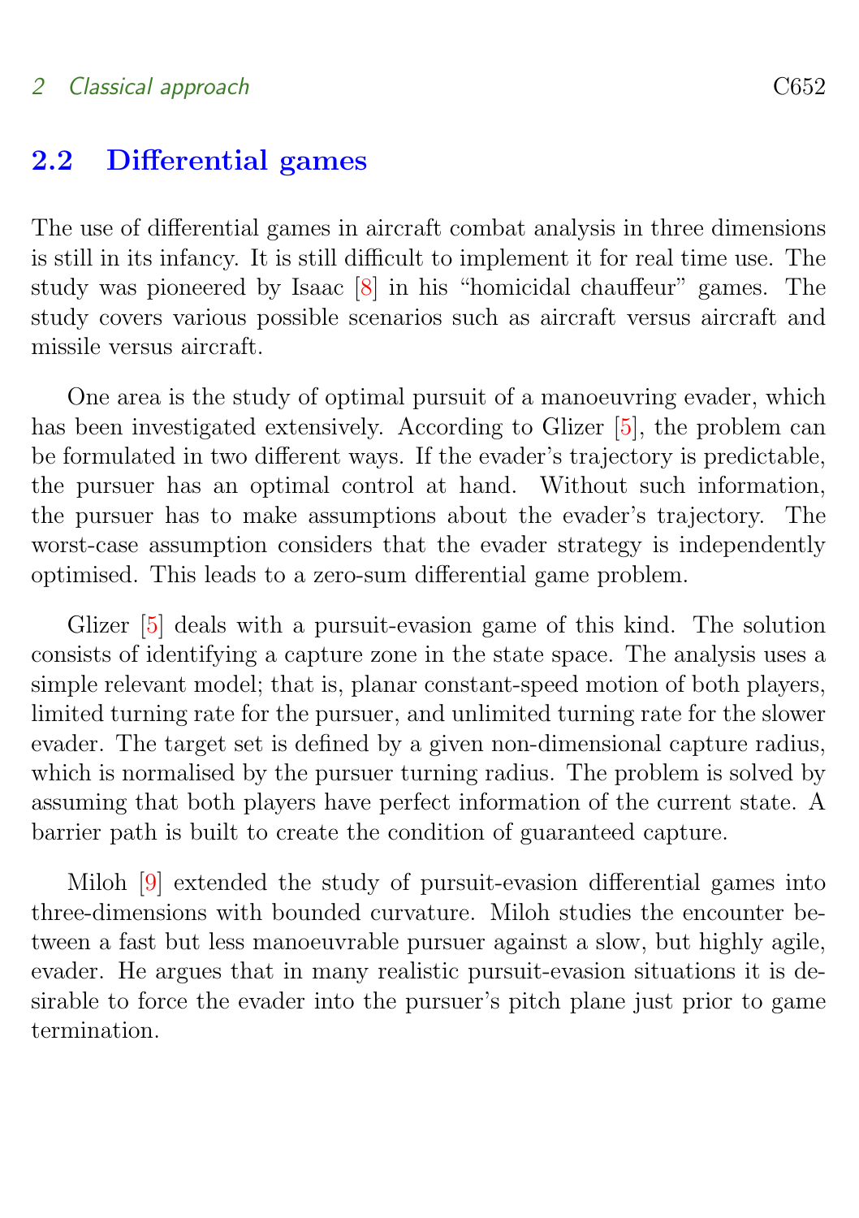## 2.2 Differential games

The use of differential games in aircraft combat analysis in three dimensions is still in its infancy. It is still difficult to implement it for real time use. The study was pioneered by Isaac [8] in his "homicidal chauffeur" games. The study covers various possible scenarios such as aircraft versus aircraft and missile versus aircraft.

One area is the study of optimal pursuit of a manoeuvring evader, which has been investigated extensively. According to Glizer [5], the problem can be formulated in two different ways. If the evader's trajectory is predictable, the pursuer has an optimal control at hand. Without such information, the pursuer has to make assumptions about the evader's trajectory. The worst-case assumption considers that the evader strategy is independently optimised. This leads to a zero-sum differential game problem.

Glizer [5] deals with a pursuit-evasion game of this kind. The solution consists of identifying a capture zone in the state space. The analysis uses a simple relevant model; that is, planar constant-speed motion of both players, limited turning rate for the pursuer, and unlimited turning rate for the slower evader. The target set is defined by a given non-dimensional capture radius, which is normalised by the pursuer turning radius. The problem is solved by assuming that both players have perfect information of the current state. A barrier path is built to create the condition of guaranteed capture.

Miloh [9] extended the study of pursuit-evasion differential games into three-dimensions with bounded curvature. Miloh studies the encounter between a fast but less manoeuvrable pursuer against a slow, but highly agile, evader. He argues that in many realistic pursuit-evasion situations it is desirable to force the evader into the pursuer's pitch plane just prior to game termination.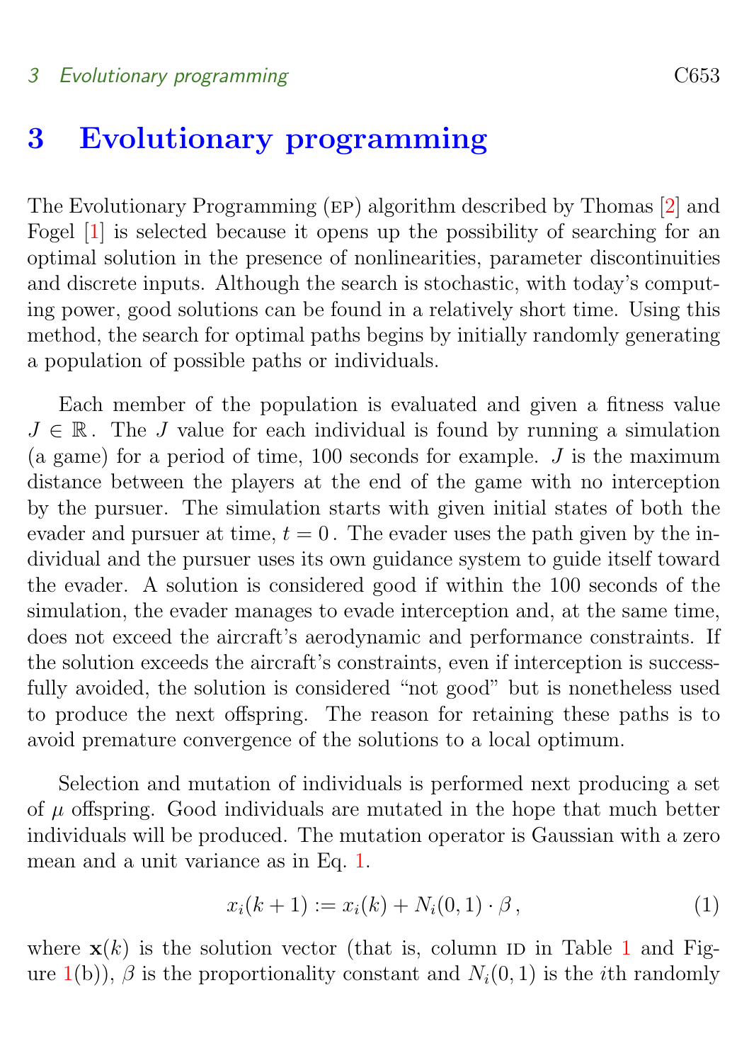# 3 Evolutionary programming

The Evolutionary Programming (EP) algorithm described by Thomas [2] and Fogel [1] is selected because it opens up the possibility of searching for an optimal solution in the presence of nonlinearities, parameter discontinuities and discrete inputs. Although the search is stochastic, with today's computing power, good solutions can be found in a relatively short time. Using this method, the search for optimal paths begins by initially randomly generating a population of possible paths or individuals.

Each member of the population is evaluated and given a fitness value $J \in \mathbb{R}$. The $J$ value for each individual is found by running a simulation (a game) for a period of time, 100 seconds for example. $J$ is the maximum distance between the players at the end of the game with no interception by the pursuer. The simulation starts with given initial states of both the evader and pursuer at time, $t = 0$. The evader uses the path given by the individual and the pursuer uses its own guidance system to guide itself toward the evader. A solution is considered good if within the 100 seconds of the simulation, the evader manages to evade interception and, at the same time, does not exceed the aircraft's aerodynamic and performance constraints. If the solution exceeds the aircraft's constraints, even if interception is successfully avoided, the solution is considered "not good" but is nonetheless used to produce the next offspring. The reason for retaining these paths is to avoid premature convergence of the solutions to a local optimum.

Selection and mutation of individuals is performed next producing a set of $\mu$ offspring. Good individuals are mutated in the hope that much better individuals will be produced. The mutation operator is Gaussian with a zero mean and a unit variance as in Eq. 1.

$$x_i(k+1) := x_i(k) + N_i(0,1) \cdot \beta \,, \tag{1}$$

where $\mathbf{x}(k)$ is the solution vector (that is, column ID in Table 1 and Figure 1(b)), $\beta$ is the proportionality constant and $N_i(0,1)$ is the $i$th randomly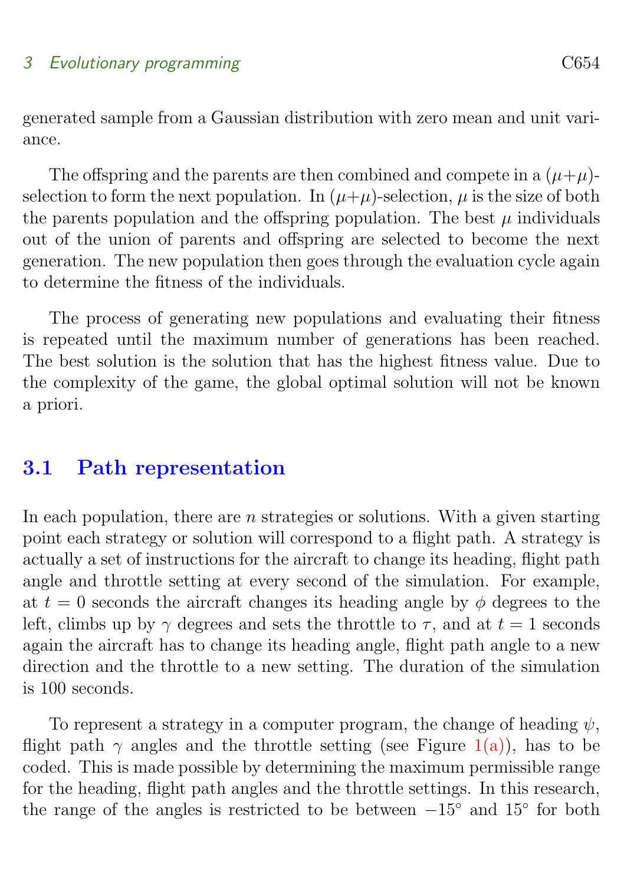generated sample from a Gaussian distribution with zero mean and unit variance.

The offspring and the parents are then combined and compete in a $(\mu+\mu)$-selection to form the next population. In $(\mu+\mu)$-selection, $\mu$ is the size of both the parents population and the offspring population. The best $\mu$ individuals out of the union of parents and offspring are selected to become the next generation. The new population then goes through the evaluation cycle again to determine the fitness of the individuals.

The process of generating new populations and evaluating their fitness is repeated until the maximum number of generations has been reached. The best solution is the solution that has the highest fitness value. Due to the complexity of the game, the global optimal solution will not be known a priori.

## 3.1 Path representation

In each population, there are $n$ strategies or solutions. With a given starting point each strategy or solution will correspond to a flight path. A strategy is actually a set of instructions for the aircraft to change its heading, flight path angle and throttle setting at every second of the simulation. For example, at $t = 0$ seconds the aircraft changes its heading angle by $\phi$ degrees to the left, climbs up by $\gamma$ degrees and sets the throttle to $\tau$, and at $t = 1$ seconds again the aircraft has to change its heading angle, flight path angle to a new direction and the throttle to a new setting. The duration of the simulation is 100 seconds.

To represent a strategy in a computer program, the change of heading $\psi$, flight path $\gamma$ angles and the throttle setting (see Figure 1(a)), has to be coded. This is made possible by determining the maximum permissible range for the heading, flight path angles and the throttle settings. In this research, the range of the angles is restricted to be between $-15^\circ$ and $15^\circ$ for both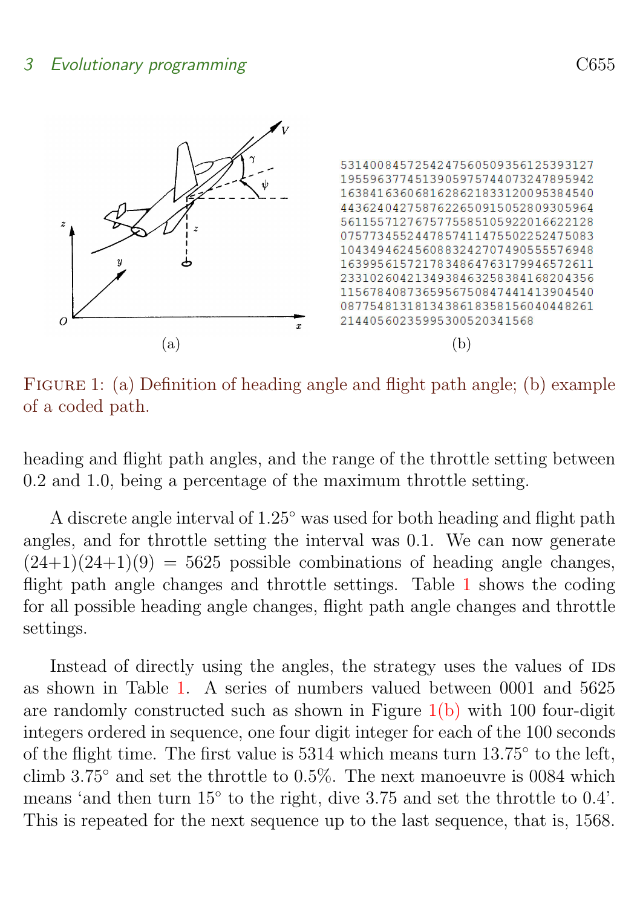531400845725424756050935612539312719559637745139059757440732478959421638416360681628621833120095384540443624042758762265091505280930596456115571276757755851059220166221280757734552447857411475502252475083104349462456088324270749055557694816399561572178348647631799465726112331026042134938463258384168204356115678408736595675084744141390454008775481318134386183581560404482612144056023599530052034156

(a) (b)

Figure 1: (a) Definition of heading angle and flight path angle; (b) example of a coded path.

heading and flight path angles, and the range of the throttle setting between 0.2 and 1.0, being a percentage of the maximum throttle setting.

A discrete angle interval of 1.25° was used for both heading and flight path angles, and for throttle setting the interval was 0.1. We can now generate (24+1)(24+1)(9) = 5625 possible combinations of heading angle changes, flight path angle changes and throttle settings. Table 1 shows the coding for all possible heading angle changes, flight path angle changes and throttle settings.

Instead of directly using the angles, the strategy uses the values of IDs as shown in Table 1. A series of numbers valued between 0001 and 5625 are randomly constructed such as shown in Figure 1(b) with 100 four-digit integers ordered in sequence, one four digit integer for each of the 100 seconds of the flight time. The first value is 5314 which means turn 13.75° to the left, climb 3.75° and set the throttle to 0.5%. The next manoeuvre is 0084 which means 'and then turn 15° to the right, dive 3.75 and set the throttle to 0.4'. This is repeated for the next sequence up to the last sequence, that is, 1568.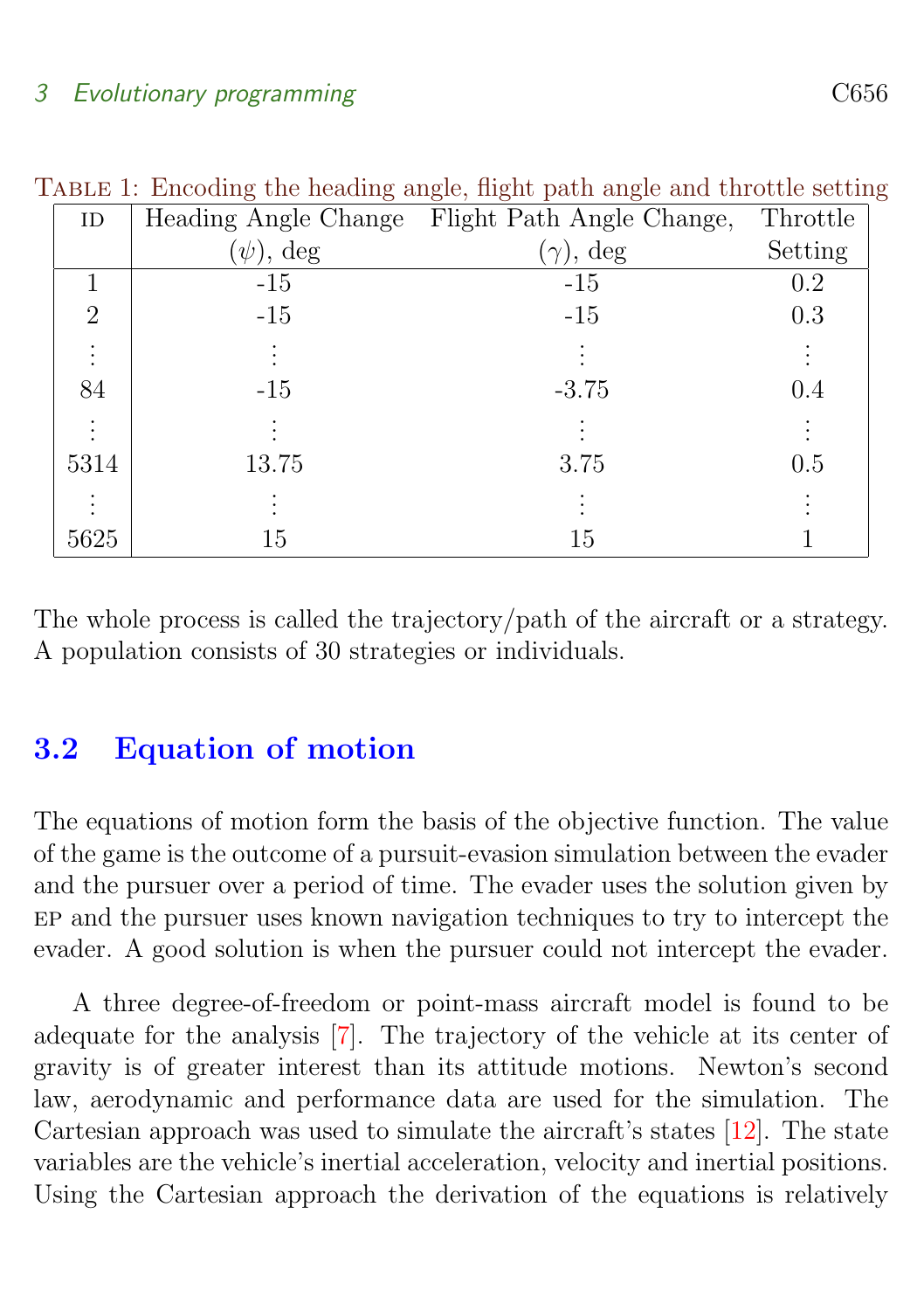Table 1: Encoding the heading angle, flight path angle and throttle setting

| ID | Heading Angle Change ($\psi$), deg | Flight Path Angle Change, ($\gamma$), deg | Throttle Setting |
|---|---|---|---|
| 1 | -15 | -15 | 0.2 |
| 2 | -15 | -15 | 0.3 |
| ⋮ | ⋮ | ⋮ | ⋮ |
| 84 | -15 | -3.75 | 0.4 |
| ⋮ | ⋮ | ⋮ | ⋮ |
| 5314 | 13.75 | 3.75 | 0.5 |
| ⋮ | ⋮ | ⋮ | ⋮ |
| 5625 | 15 | 15 | 1 |

The whole process is called the trajectory/path of the aircraft or a strategy. A population consists of 30 strategies or individuals.

## 3.2 Equation of motion

The equations of motion form the basis of the objective function. The value of the game is the outcome of a pursuit-evasion simulation between the evader and the pursuer over a period of time. The evader uses the solution given by EP and the pursuer uses known navigation techniques to try to intercept the evader. A good solution is when the pursuer could not intercept the evader.

A three degree-of-freedom or point-mass aircraft model is found to be adequate for the analysis [7]. The trajectory of the vehicle at its center of gravity is of greater interest than its attitude motions. Newton's second law, aerodynamic and performance data are used for the simulation. The Cartesian approach was used to simulate the aircraft's states [12]. The state variables are the vehicle's inertial acceleration, velocity and inertial positions. Using the Cartesian approach the derivation of the equations is relatively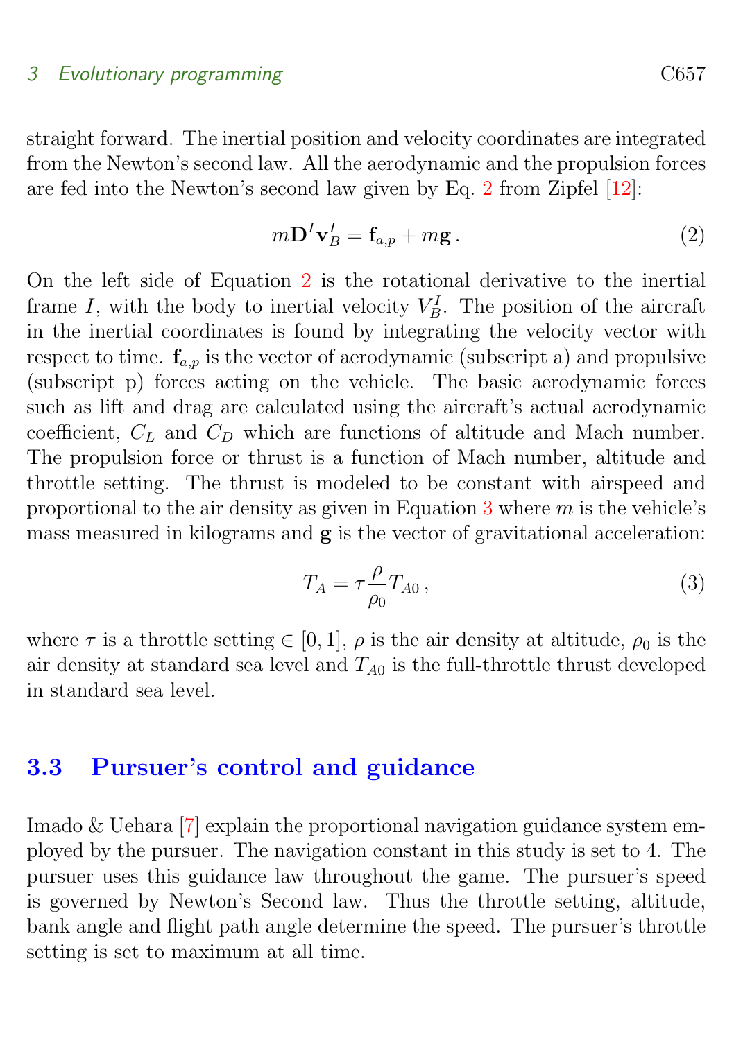straight forward. The inertial position and velocity coordinates are integrated from the Newton's second law. All the aerodynamic and the propulsion forces are fed into the Newton's second law given by Eq. 2 from Zipfel [12]:

$$m\mathbf{D}^I\mathbf{v}_B^I = \mathbf{f}_{a,p} + m\mathbf{g}\,. \tag{2}$$

On the left side of Equation 2 is the rotational derivative to the inertial frame $I$, with the body to inertial velocity $V_B^I$. The position of the aircraft in the inertial coordinates is found by integrating the velocity vector with respect to time. $\mathbf{f}_{a,p}$ is the vector of aerodynamic (subscript a) and propulsive (subscript p) forces acting on the vehicle. The basic aerodynamic forces such as lift and drag are calculated using the aircraft's actual aerodynamic coefficient, $C_L$ and $C_D$ which are functions of altitude and Mach number. The propulsion force or thrust is a function of Mach number, altitude and throttle setting. The thrust is modeled to be constant with airspeed and proportional to the air density as given in Equation 3 where $m$ is the vehicle's mass measured in kilograms and $\mathbf{g}$ is the vector of gravitational acceleration:

$$T_A = \tau\frac{\rho}{\rho_0}T_{A0}\,, \tag{3}$$

where $\tau$ is a throttle setting $\in [0, 1]$, $\rho$ is the air density at altitude, $\rho_0$ is the air density at standard sea level and $T_{A0}$ is the full-throttle thrust developed in standard sea level.

### 3.3 Pursuer's control and guidance

Imado & Uehara [7] explain the proportional navigation guidance system employed by the pursuer. The navigation constant in this study is set to 4. The pursuer uses this guidance law throughout the game. The pursuer's speed is governed by Newton's Second law. Thus the throttle setting, altitude, bank angle and flight path angle determine the speed. The pursuer's throttle setting is set to maximum at all time.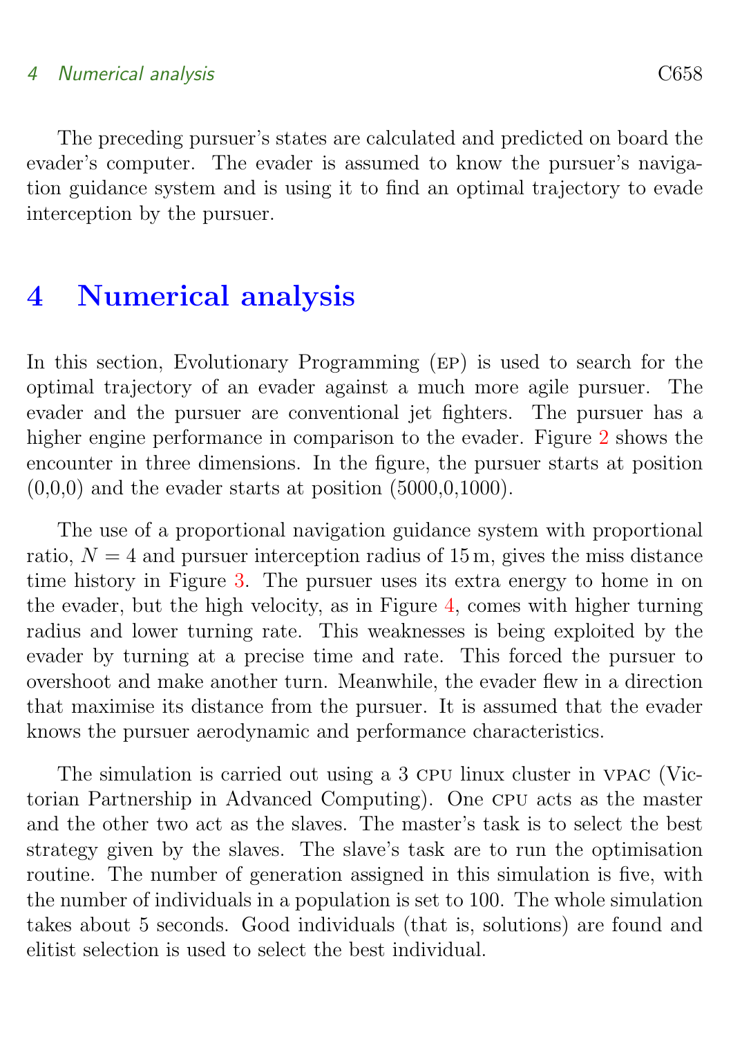The preceding pursuer's states are calculated and predicted on board the evader's computer. The evader is assumed to know the pursuer's navigation guidance system and is using it to find an optimal trajectory to evade interception by the pursuer.

# 4 Numerical analysis

In this section, Evolutionary Programming (EP) is used to search for the optimal trajectory of an evader against a much more agile pursuer. The evader and the pursuer are conventional jet fighters. The pursuer has a higher engine performance in comparison to the evader. Figure 2 shows the encounter in three dimensions. In the figure, the pursuer starts at position (0,0,0) and the evader starts at position (5000,0,1000).

The use of a proportional navigation guidance system with proportional ratio, $N = 4$ and pursuer interception radius of 15 m, gives the miss distance time history in Figure 3. The pursuer uses its extra energy to home in on the evader, but the high velocity, as in Figure 4, comes with higher turning radius and lower turning rate. This weaknesses is being exploited by the evader by turning at a precise time and rate. This forced the pursuer to overshoot and make another turn. Meanwhile, the evader flew in a direction that maximise its distance from the pursuer. It is assumed that the evader knows the pursuer aerodynamic and performance characteristics.

The simulation is carried out using a 3 CPU linux cluster in VPAC (Victorian Partnership in Advanced Computing). One CPU acts as the master and the other two act as the slaves. The master's task is to select the best strategy given by the slaves. The slave's task are to run the optimisation routine. The number of generation assigned in this simulation is five, with the number of individuals in a population is set to 100. The whole simulation takes about 5 seconds. Good individuals (that is, solutions) are found and elitist selection is used to select the best individual.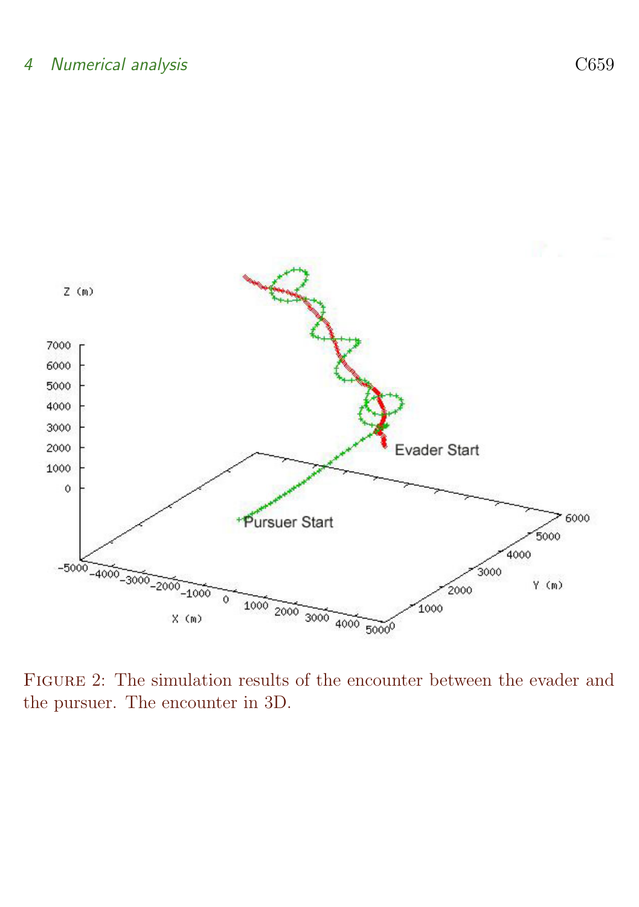FIGURE 2: The simulation results of the encounter between the evader and the pursuer. The encounter in 3D.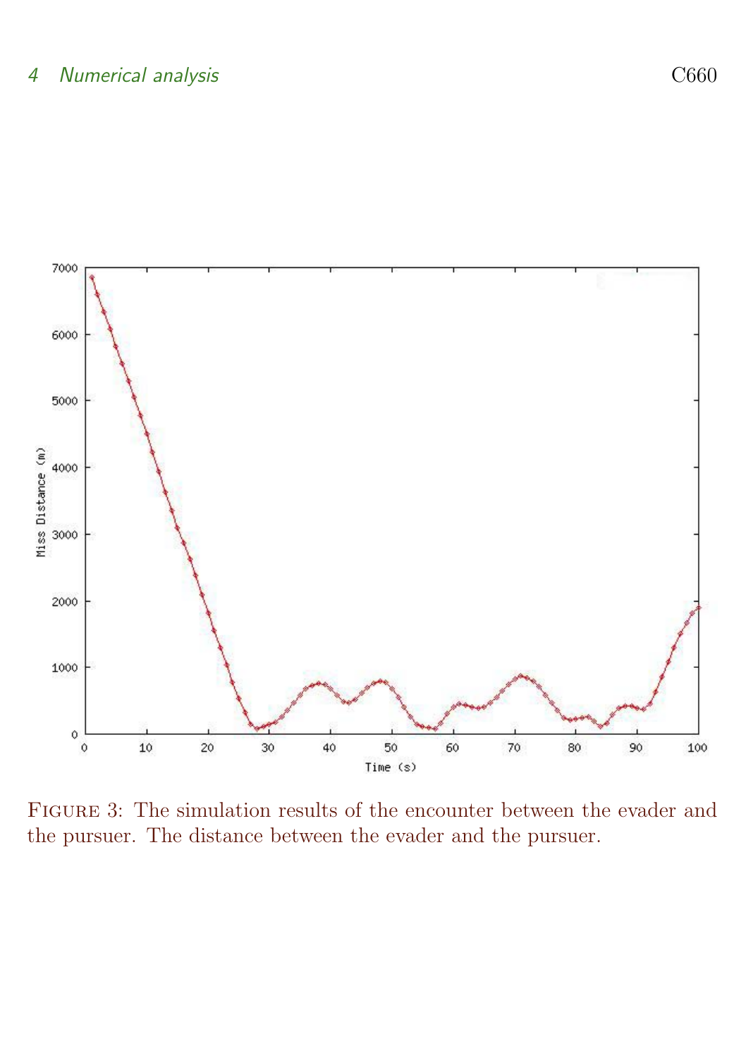Figure 3: The simulation results of the encounter between the evader and the pursuer. The distance between the evader and the pursuer.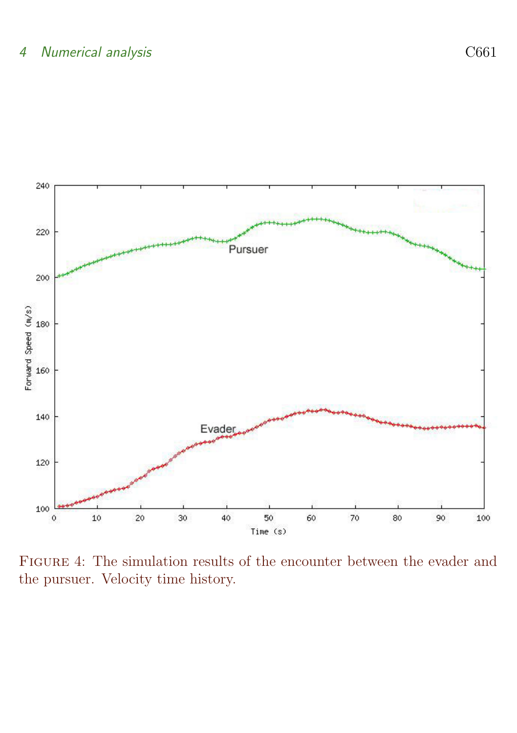Figure 4: The simulation results of the encounter between the evader and the pursuer. Velocity time history.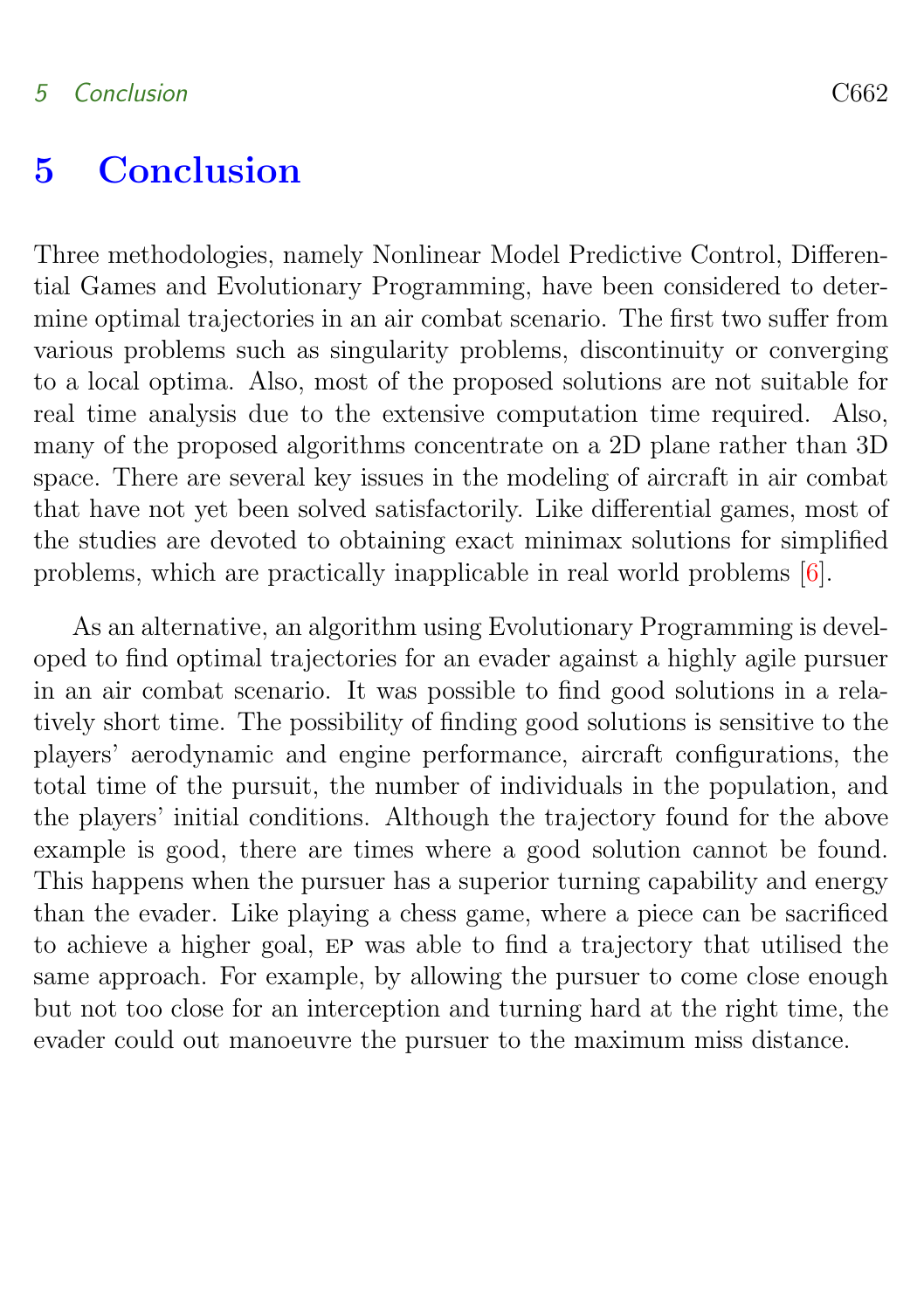# 5 Conclusion

Three methodologies, namely Nonlinear Model Predictive Control, Differential Games and Evolutionary Programming, have been considered to determine optimal trajectories in an air combat scenario. The first two suffer from various problems such as singularity problems, discontinuity or converging to a local optima. Also, most of the proposed solutions are not suitable for real time analysis due to the extensive computation time required. Also, many of the proposed algorithms concentrate on a 2D plane rather than 3D space. There are several key issues in the modeling of aircraft in air combat that have not yet been solved satisfactorily. Like differential games, most of the studies are devoted to obtaining exact minimax solutions for simplified problems, which are practically inapplicable in real world problems [6].

As an alternative, an algorithm using Evolutionary Programming is developed to find optimal trajectories for an evader against a highly agile pursuer in an air combat scenario. It was possible to find good solutions in a relatively short time. The possibility of finding good solutions is sensitive to the players' aerodynamic and engine performance, aircraft configurations, the total time of the pursuit, the number of individuals in the population, and the players' initial conditions. Although the trajectory found for the above example is good, there are times where a good solution cannot be found. This happens when the pursuer has a superior turning capability and energy than the evader. Like playing a chess game, where a piece can be sacrificed to achieve a higher goal, EP was able to find a trajectory that utilised the same approach. For example, by allowing the pursuer to come close enough but not too close for an interception and turning hard at the right time, the evader could out manoeuvre the pursuer to the maximum miss distance.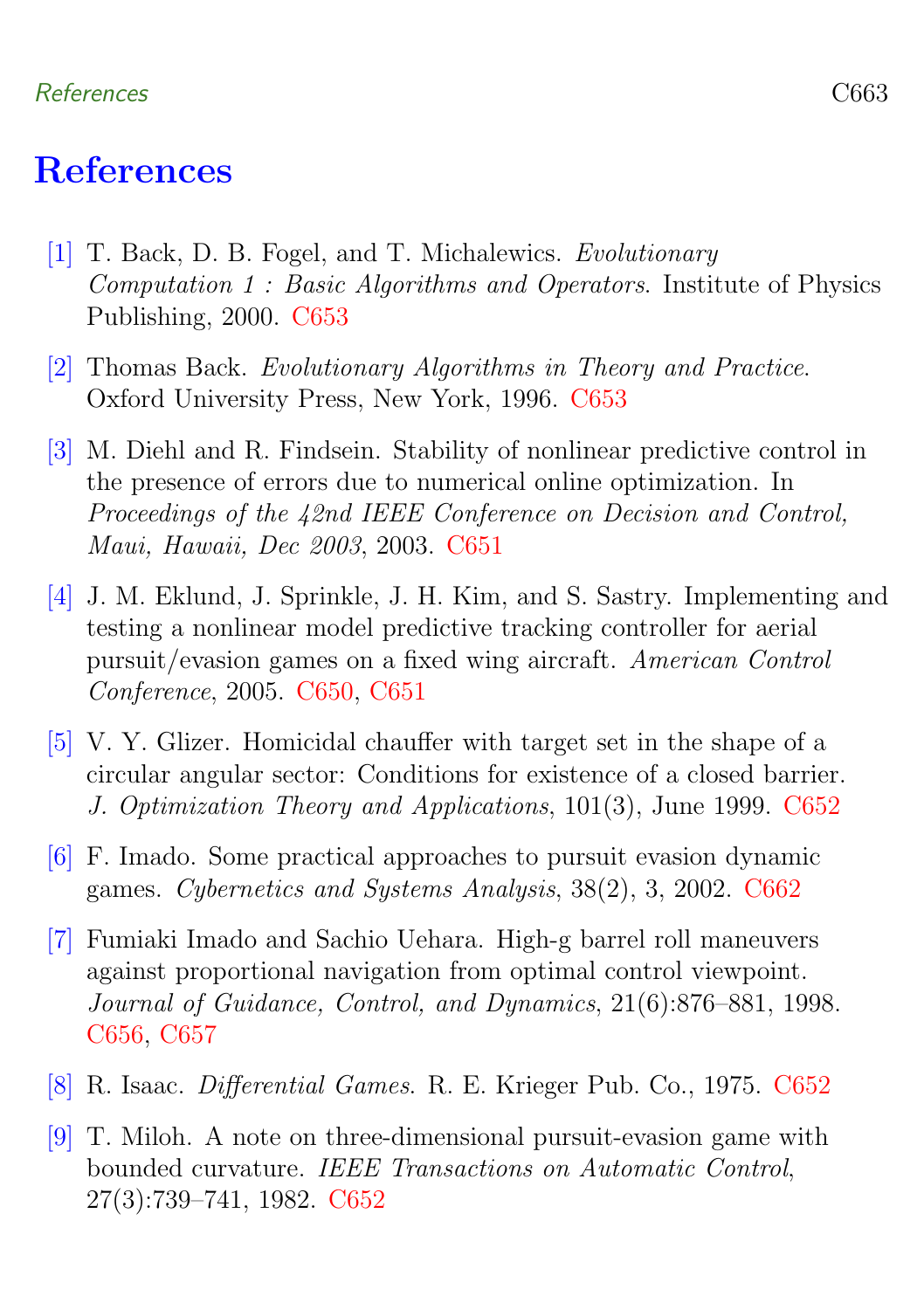# References

[1] T. Back, D. B. Fogel, and T. Michalewics. *Evolutionary Computation 1 : Basic Algorithms and Operators*. Institute of Physics Publishing, 2000. C653

[2] Thomas Back. *Evolutionary Algorithms in Theory and Practice*. Oxford University Press, New York, 1996. C653

[3] M. Diehl and R. Findsein. Stability of nonlinear predictive control in the presence of errors due to numerical online optimization. In *Proceedings of the 42nd IEEE Conference on Decision and Control, Maui, Hawaii, Dec 2003*, 2003. C651

[4] J. M. Eklund, J. Sprinkle, J. H. Kim, and S. Sastry. Implementing and testing a nonlinear model predictive tracking controller for aerial pursuit/evasion games on a fixed wing aircraft. *American Control Conference*, 2005. C650, C651

[5] V. Y. Glizer. Homicidal chauffer with target set in the shape of a circular angular sector: Conditions for existence of a closed barrier. *J. Optimization Theory and Applications*, 101(3), June 1999. C652

[6] F. Imado. Some practical approaches to pursuit evasion dynamic games. *Cybernetics and Systems Analysis*, 38(2), 3, 2002. C662

[7] Fumiaki Imado and Sachio Uehara. High-g barrel roll maneuvers against proportional navigation from optimal control viewpoint. *Journal of Guidance, Control, and Dynamics*, 21(6):876–881, 1998. C656, C657

[8] R. Isaac. *Differential Games*. R. E. Krieger Pub. Co., 1975. C652

[9] T. Miloh. A note on three-dimensional pursuit-evasion game with bounded curvature. *IEEE Transactions on Automatic Control*, 27(3):739–741, 1982. C652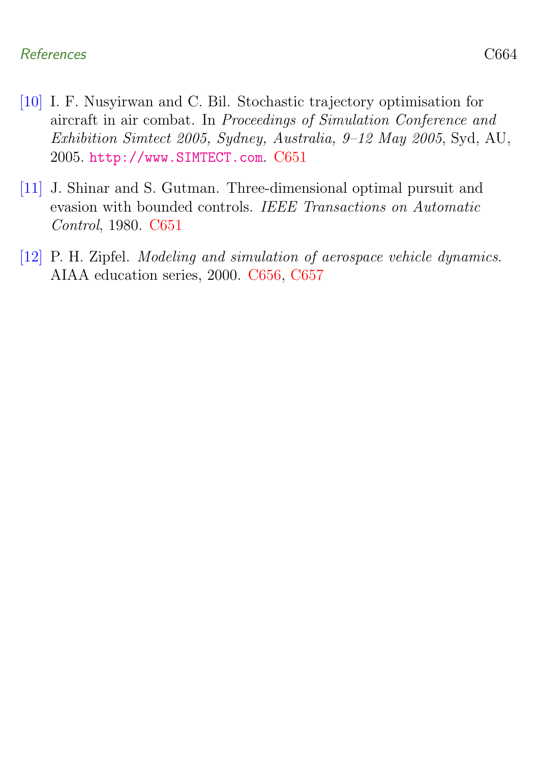[10] I. F. Nusyirwan and C. Bil. Stochastic trajectory optimisation for aircraft in air combat. In *Proceedings of Simulation Conference and Exhibition Simtect 2005, Sydney, Australia, 9–12 May 2005*, Syd, AU, 2005. http://www.SIMTECT.com. C651

[11] J. Shinar and S. Gutman. Three-dimensional optimal pursuit and evasion with bounded controls. *IEEE Transactions on Automatic Control*, 1980. C651

[12] P. H. Zipfel. *Modeling and simulation of aerospace vehicle dynamics*. AIAA education series, 2000. C656, C657